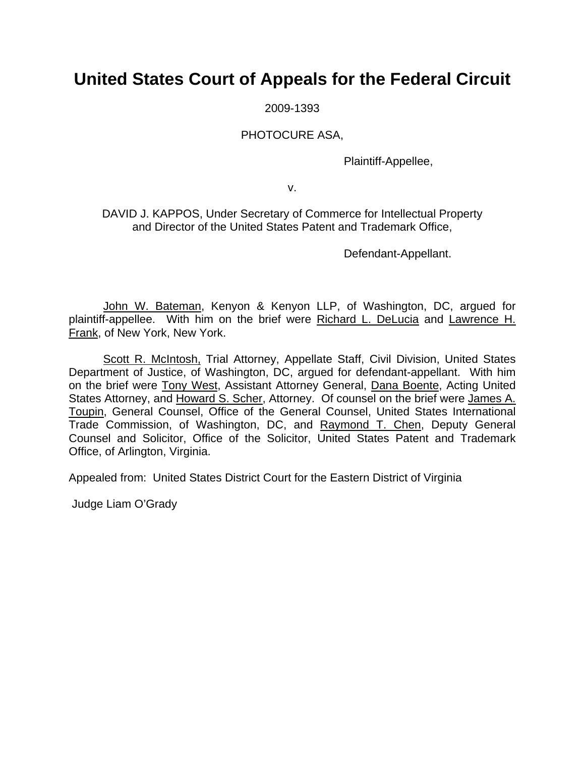# United States Court of Appeals for the Federal Circuit

2009-1393

PHOTOCURE ASA,

Plaintiff-Appellee,

v.

DAVID J. KAPPOS, Under Secretary of Commerce for Intellectual Property and Director of the United States Patent and Trademark Office,

Defendant-Appellant.

John W. Bateman, Kenyon & Kenyon LLP, of Washington, DC, argued for plaintiff-appellee. With him on the brief were Richard L. DeLucia and Lawrence H. Frank, of New York, New York.

Scott R. McIntosh, Trial Attorney, Appellate Staff, Civil Division, United States Department of Justice, of Washington, DC, argued for defendant-appellant. With him on the brief were Tony West, Assistant Attorney General, Dana Boente, Acting United States Attorney, and Howard S. Scher, Attorney. Of counsel on the brief were James A. Toupin, General Counsel, Office of the General Counsel, United States International Trade Commission, of Washington, DC, and Raymond T. Chen, Deputy General Counsel and Solicitor, Office of the Solicitor, United States Patent and Trademark Office, of Arlington, Virginia.

Appealed from: United States District Court for the Eastern District of Virginia

Judge Liam O'Grady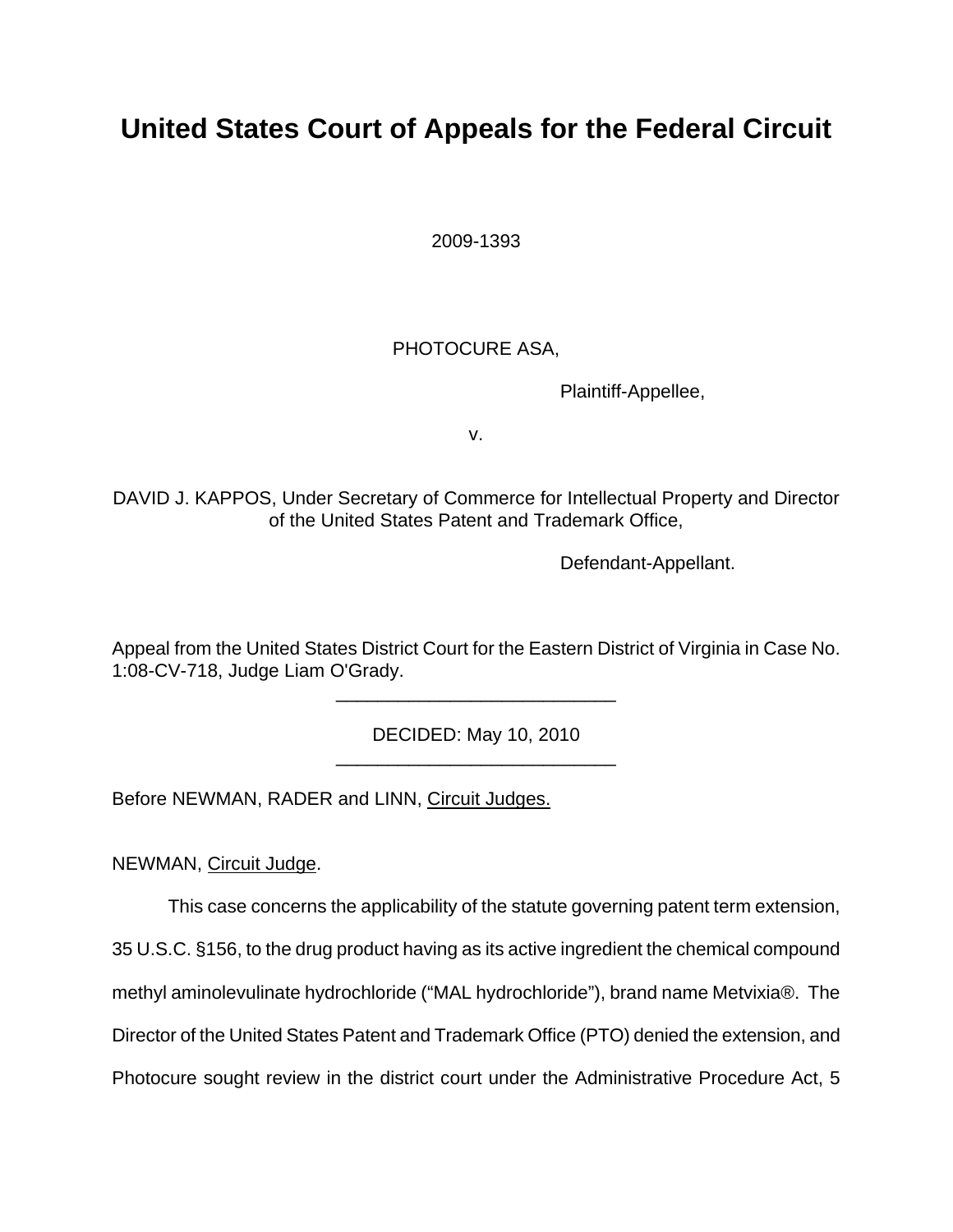# United States Court of Appeals for the Federal Circuit

2009-1393

PHOTOCURE ASA,

Plaintiff-Appellee,

v.

DAVID J. KAPPOS, Under Secretary of Commerce for Intellectual Property and Director of the United States Patent and Trademark Office,

Defendant-Appellant.

Appeal from the United States District Court for the Eastern District of Virginia in Case No. 1:08-CV-718, Judge Liam O'Grady.

---

DECIDED: May 10, 2010

---

Before NEWMAN, RADER and LINN, Circuit Judges.

NEWMAN, Circuit Judge.

This case concerns the applicability of the statute governing patent term extension, 35 U.S.C. §156, to the drug product having as its active ingredient the chemical compound methyl aminolevulinate hydrochloride ("MAL hydrochloride"), brand name Metvixia®. The Director of the United States Patent and Trademark Office (PTO) denied the extension, and Photocure sought review in the district court under the Administrative Procedure Act, 5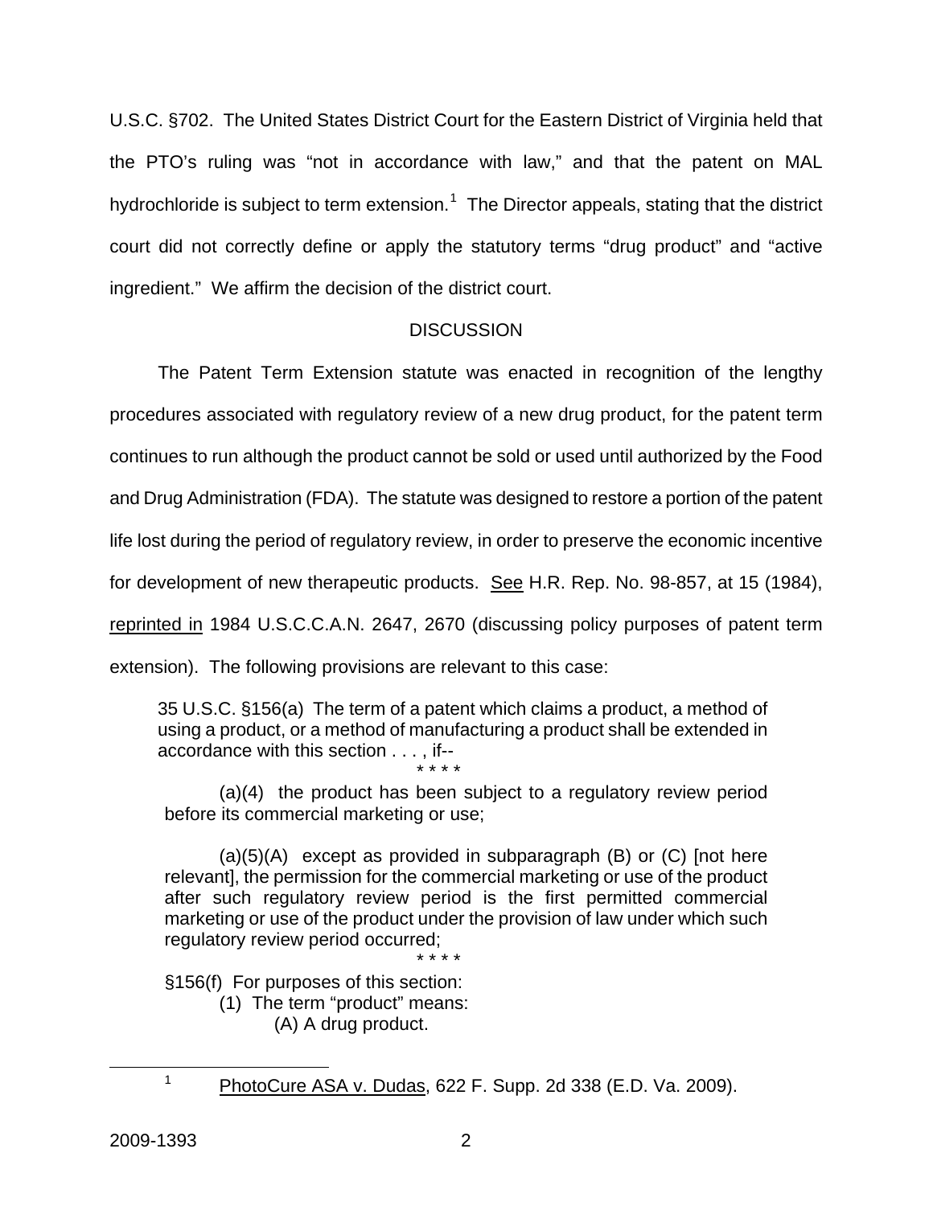U.S.C. §702. The United States District Court for the Eastern District of Virginia held that the PTO's ruling was "not in accordance with law," and that the patent on MAL hydrochloride is subject to term extension.[1] The Director appeals, stating that the district court did not correctly define or apply the statutory terms "drug product" and "active ingredient." We affirm the decision of the district court.

## DISCUSSION

The Patent Term Extension statute was enacted in recognition of the lengthy procedures associated with regulatory review of a new drug product, for the patent term continues to run although the product cannot be sold or used until authorized by the Food and Drug Administration (FDA). The statute was designed to restore a portion of the patent life lost during the period of regulatory review, in order to preserve the economic incentive for development of new therapeutic products. See H.R. Rep. No. 98-857, at 15 (1984), reprinted in 1984 U.S.C.C.A.N. 2647, 2670 (discussing policy purposes of patent term extension). The following provisions are relevant to this case:

> 35 U.S.C. §156(a) The term of a patent which claims a product, a method of using a product, or a method of manufacturing a product shall be extended in accordance with this section . . . , if--
>
> \* \* \* \*
>
> (a)(4) the product has been subject to a regulatory review period before its commercial marketing or use;
>
> (a)(5)(A) except as provided in subparagraph (B) or (C) [not here relevant], the permission for the commercial marketing or use of the product after such regulatory review period is the first permitted commercial marketing or use of the product under the provision of law under which such regulatory review period occurred;
>
> \* \* \* \*
>
> §156(f) For purposes of this section:
>
> (1) The term "product" means:
>
> (A) A drug product.

---

[1] PhotoCure ASA v. Dudas, 622 F. Supp. 2d 338 (E.D. Va. 2009).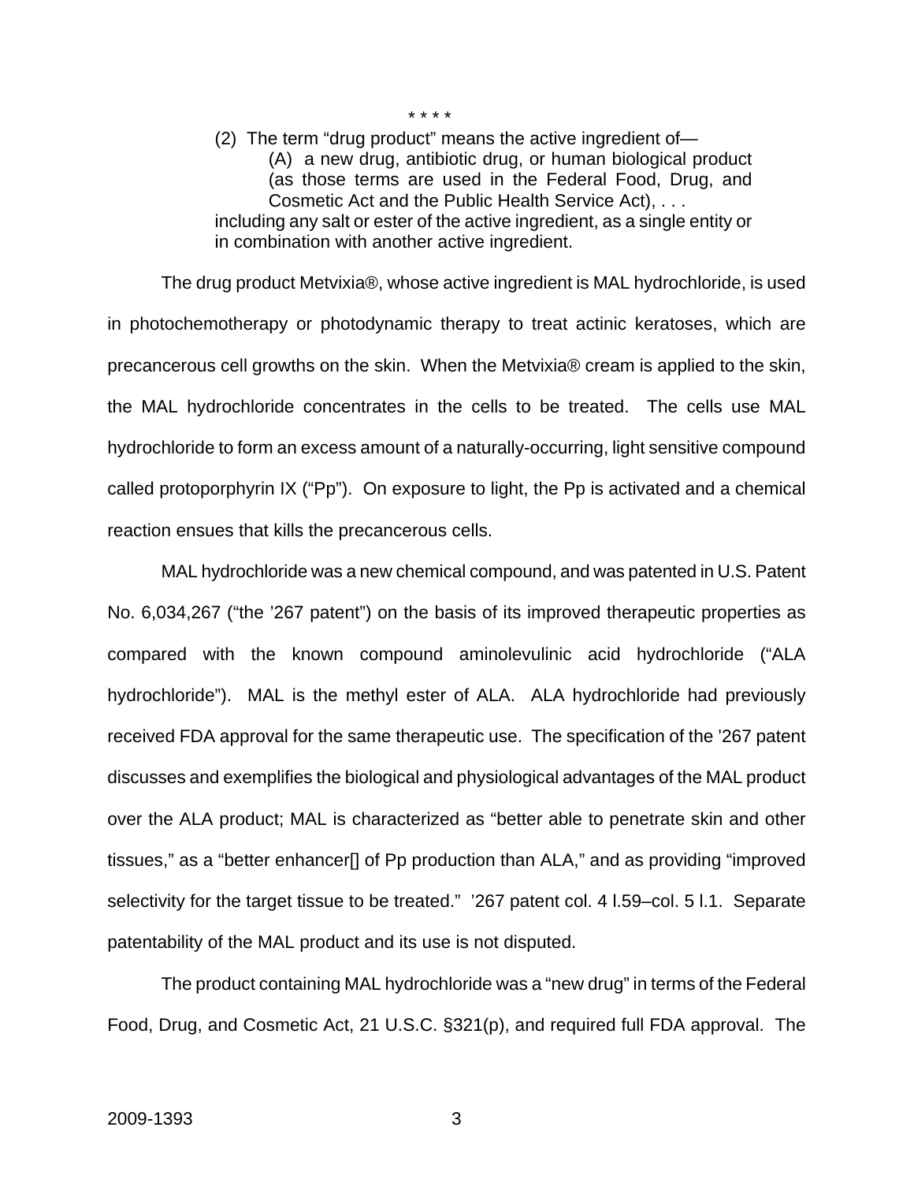\* \* \* \*

> (2) The term "drug product" means the active ingredient of—
>
> > (A) a new drug, antibiotic drug, or human biological product (as those terms are used in the Federal Food, Drug, and Cosmetic Act and the Public Health Service Act), . . .
>
> including any salt or ester of the active ingredient, as a single entity or in combination with another active ingredient.

The drug product Metvixia®, whose active ingredient is MAL hydrochloride, is used in photochemotherapy or photodynamic therapy to treat actinic keratoses, which are precancerous cell growths on the skin. When the Metvixia® cream is applied to the skin, the MAL hydrochloride concentrates in the cells to be treated. The cells use MAL hydrochloride to form an excess amount of a naturally-occurring, light sensitive compound called protoporphyrin IX ("Pp"). On exposure to light, the Pp is activated and a chemical reaction ensues that kills the precancerous cells.

MAL hydrochloride was a new chemical compound, and was patented in U.S. Patent No. 6,034,267 ("the '267 patent") on the basis of its improved therapeutic properties as compared with the known compound aminolevulinic acid hydrochloride ("ALA hydrochloride"). MAL is the methyl ester of ALA. ALA hydrochloride had previously received FDA approval for the same therapeutic use. The specification of the '267 patent discusses and exemplifies the biological and physiological advantages of the MAL product over the ALA product; MAL is characterized as "better able to penetrate skin and other tissues," as a "better enhancer[] of Pp production than ALA," and as providing "improved selectivity for the target tissue to be treated." '267 patent col. 4 l.59–col. 5 l.1. Separate patentability of the MAL product and its use is not disputed.

The product containing MAL hydrochloride was a "new drug" in terms of the Federal Food, Drug, and Cosmetic Act, 21 U.S.C. §321(p), and required full FDA approval. The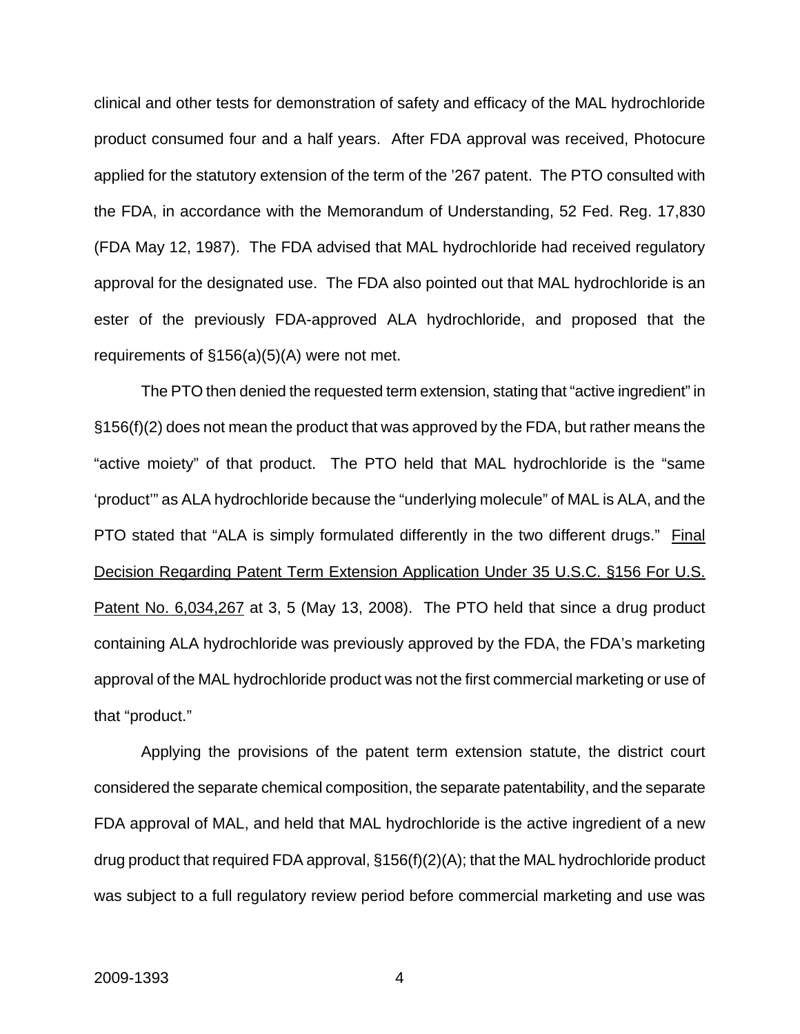clinical and other tests for demonstration of safety and efficacy of the MAL hydrochloride product consumed four and a half years. After FDA approval was received, Photocure applied for the statutory extension of the term of the '267 patent. The PTO consulted with the FDA, in accordance with the Memorandum of Understanding, 52 Fed. Reg. 17,830 (FDA May 12, 1987). The FDA advised that MAL hydrochloride had received regulatory approval for the designated use. The FDA also pointed out that MAL hydrochloride is an ester of the previously FDA-approved ALA hydrochloride, and proposed that the requirements of §156(a)(5)(A) were not met.

The PTO then denied the requested term extension, stating that "active ingredient" in §156(f)(2) does not mean the product that was approved by the FDA, but rather means the "active moiety" of that product. The PTO held that MAL hydrochloride is the "same 'product'" as ALA hydrochloride because the "underlying molecule" of MAL is ALA, and the PTO stated that "ALA is simply formulated differently in the two different drugs." Final Decision Regarding Patent Term Extension Application Under 35 U.S.C. §156 For U.S. Patent No. 6,034,267 at 3, 5 (May 13, 2008). The PTO held that since a drug product containing ALA hydrochloride was previously approved by the FDA, the FDA's marketing approval of the MAL hydrochloride product was not the first commercial marketing or use of that "product."

Applying the provisions of the patent term extension statute, the district court considered the separate chemical composition, the separate patentability, and the separate FDA approval of MAL, and held that MAL hydrochloride is the active ingredient of a new drug product that required FDA approval, §156(f)(2)(A); that the MAL hydrochloride product was subject to a full regulatory review period before commercial marketing and use was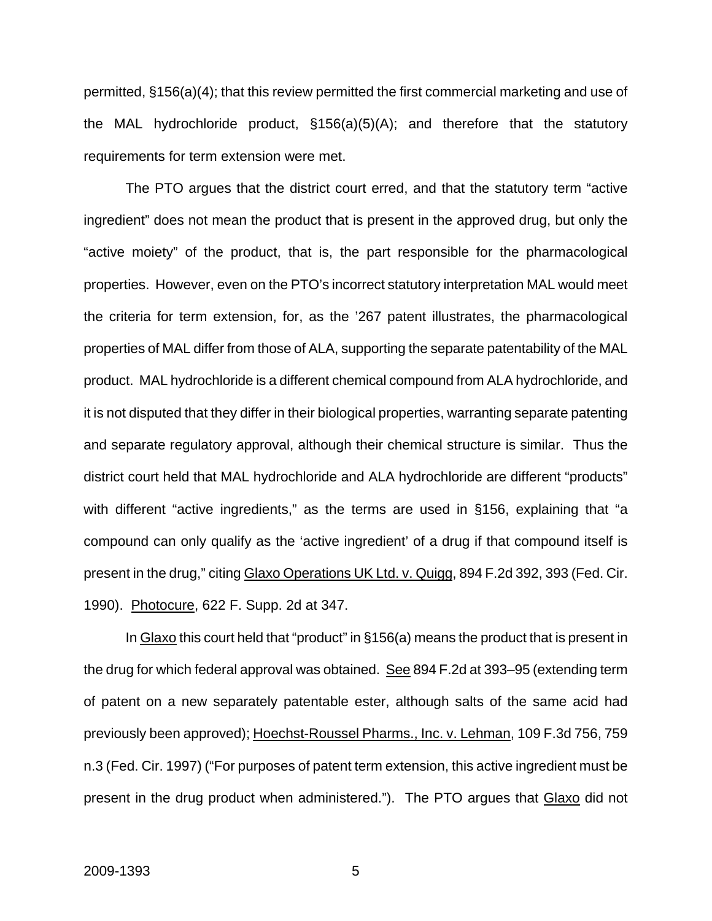permitted, §156(a)(4); that this review permitted the first commercial marketing and use of the MAL hydrochloride product, §156(a)(5)(A); and therefore that the statutory requirements for term extension were met.

The PTO argues that the district court erred, and that the statutory term "active ingredient" does not mean the product that is present in the approved drug, but only the "active moiety" of the product, that is, the part responsible for the pharmacological properties. However, even on the PTO's incorrect statutory interpretation MAL would meet the criteria for term extension, for, as the '267 patent illustrates, the pharmacological properties of MAL differ from those of ALA, supporting the separate patentability of the MAL product. MAL hydrochloride is a different chemical compound from ALA hydrochloride, and it is not disputed that they differ in their biological properties, warranting separate patenting and separate regulatory approval, although their chemical structure is similar. Thus the district court held that MAL hydrochloride and ALA hydrochloride are different "products" with different "active ingredients," as the terms are used in §156, explaining that "a compound can only qualify as the 'active ingredient' of a drug if that compound itself is present in the drug," citing Glaxo Operations UK Ltd. v. Quigg, 894 F.2d 392, 393 (Fed. Cir. 1990). Photocure, 622 F. Supp. 2d at 347.

In Glaxo this court held that "product" in §156(a) means the product that is present in the drug for which federal approval was obtained. See 894 F.2d at 393–95 (extending term of patent on a new separately patentable ester, although salts of the same acid had previously been approved); Hoechst-Roussel Pharms., Inc. v. Lehman, 109 F.3d 756, 759 n.3 (Fed. Cir. 1997) ("For purposes of patent term extension, this active ingredient must be present in the drug product when administered."). The PTO argues that Glaxo did not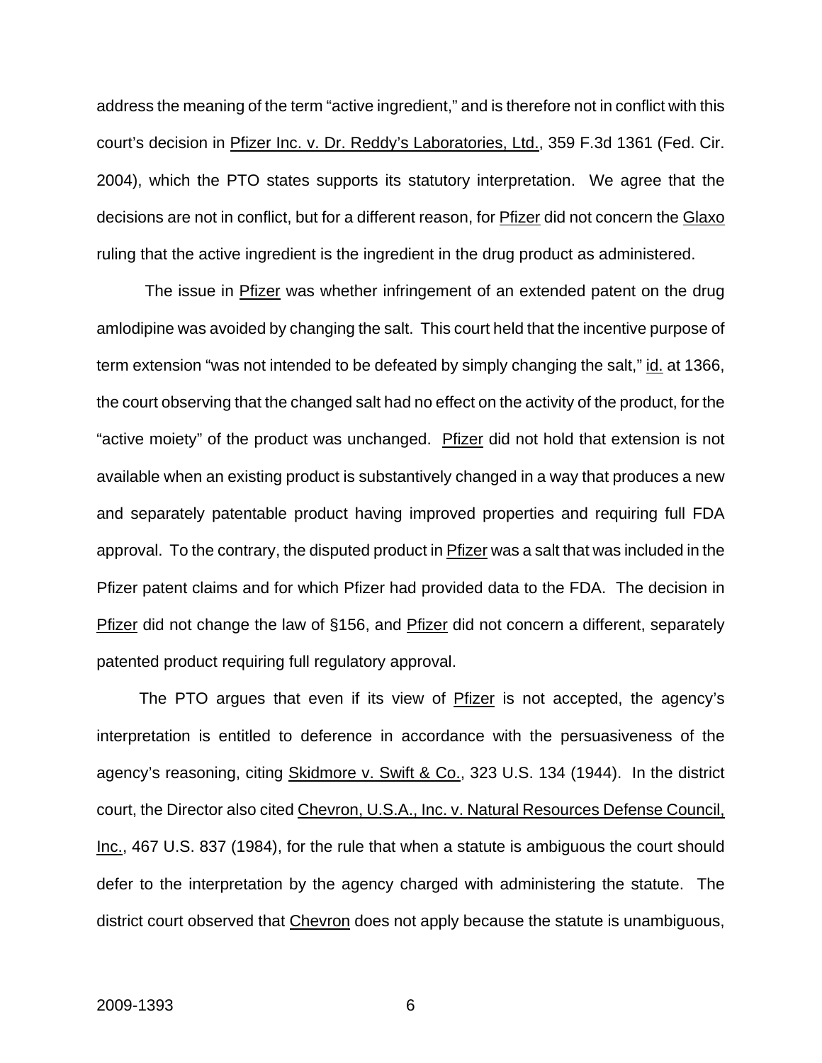address the meaning of the term "active ingredient," and is therefore not in conflict with this court's decision in Pfizer Inc. v. Dr. Reddy's Laboratories, Ltd., 359 F.3d 1361 (Fed. Cir. 2004), which the PTO states supports its statutory interpretation. We agree that the decisions are not in conflict, but for a different reason, for Pfizer did not concern the Glaxo ruling that the active ingredient is the ingredient in the drug product as administered.

The issue in Pfizer was whether infringement of an extended patent on the drug amlodipine was avoided by changing the salt. This court held that the incentive purpose of term extension "was not intended to be defeated by simply changing the salt," id. at 1366, the court observing that the changed salt had no effect on the activity of the product, for the "active moiety" of the product was unchanged. Pfizer did not hold that extension is not available when an existing product is substantively changed in a way that produces a new and separately patentable product having improved properties and requiring full FDA approval. To the contrary, the disputed product in Pfizer was a salt that was included in the Pfizer patent claims and for which Pfizer had provided data to the FDA. The decision in Pfizer did not change the law of §156, and Pfizer did not concern a different, separately patented product requiring full regulatory approval.

The PTO argues that even if its view of Pfizer is not accepted, the agency's interpretation is entitled to deference in accordance with the persuasiveness of the agency's reasoning, citing Skidmore v. Swift & Co., 323 U.S. 134 (1944). In the district court, the Director also cited Chevron, U.S.A., Inc. v. Natural Resources Defense Council, Inc., 467 U.S. 837 (1984), for the rule that when a statute is ambiguous the court should defer to the interpretation by the agency charged with administering the statute. The district court observed that Chevron does not apply because the statute is unambiguous,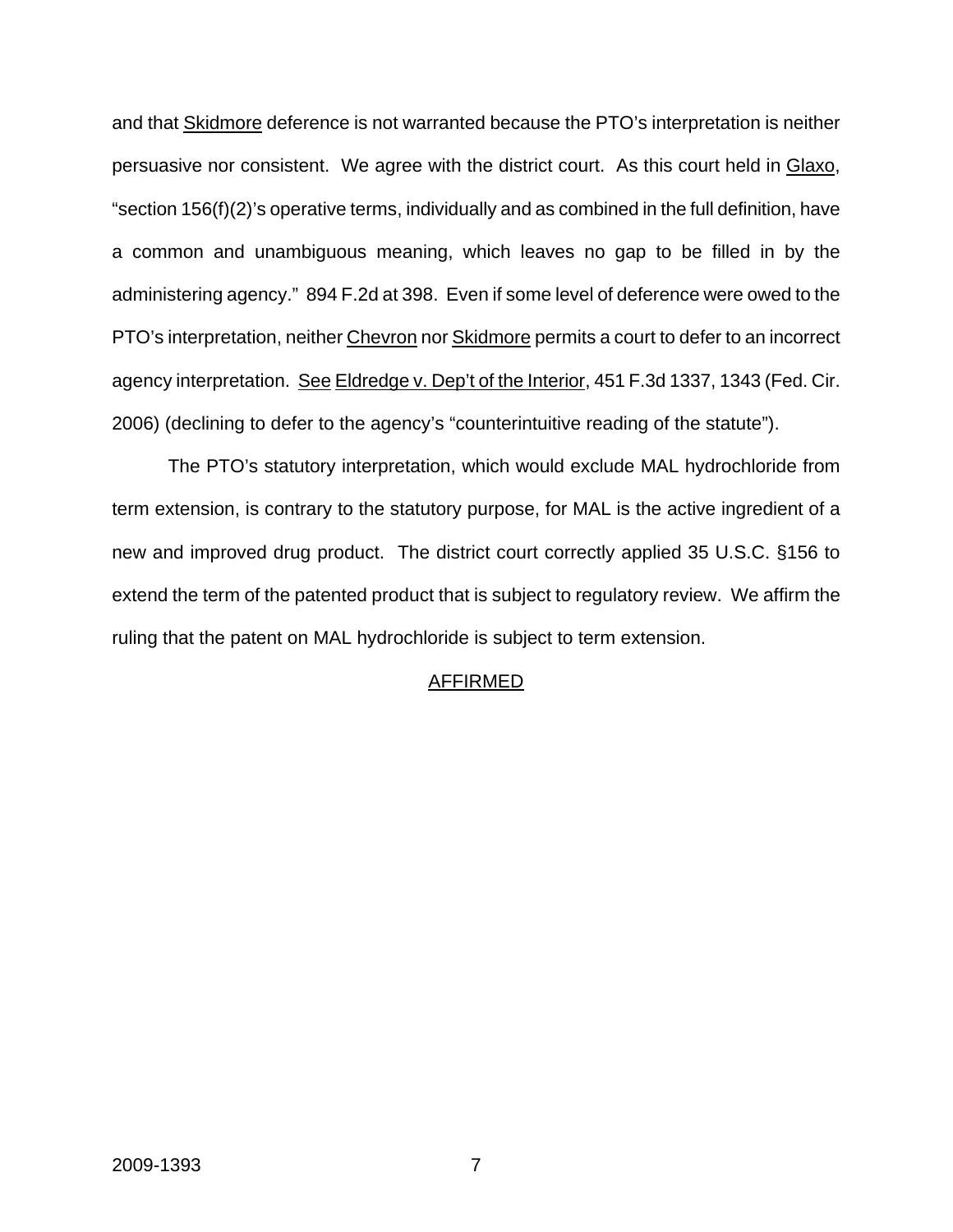and that Skidmore deference is not warranted because the PTO's interpretation is neither persuasive nor consistent. We agree with the district court. As this court held in Glaxo, "section 156(f)(2)'s operative terms, individually and as combined in the full definition, have a common and unambiguous meaning, which leaves no gap to be filled in by the administering agency." 894 F.2d at 398. Even if some level of deference were owed to the PTO's interpretation, neither Chevron nor Skidmore permits a court to defer to an incorrect agency interpretation. See Eldredge v. Dep't of the Interior, 451 F.3d 1337, 1343 (Fed. Cir. 2006) (declining to defer to the agency's "counterintuitive reading of the statute").

The PTO's statutory interpretation, which would exclude MAL hydrochloride from term extension, is contrary to the statutory purpose, for MAL is the active ingredient of a new and improved drug product. The district court correctly applied 35 U.S.C. §156 to extend the term of the patented product that is subject to regulatory review. We affirm the ruling that the patent on MAL hydrochloride is subject to term extension.

AFFIRMED